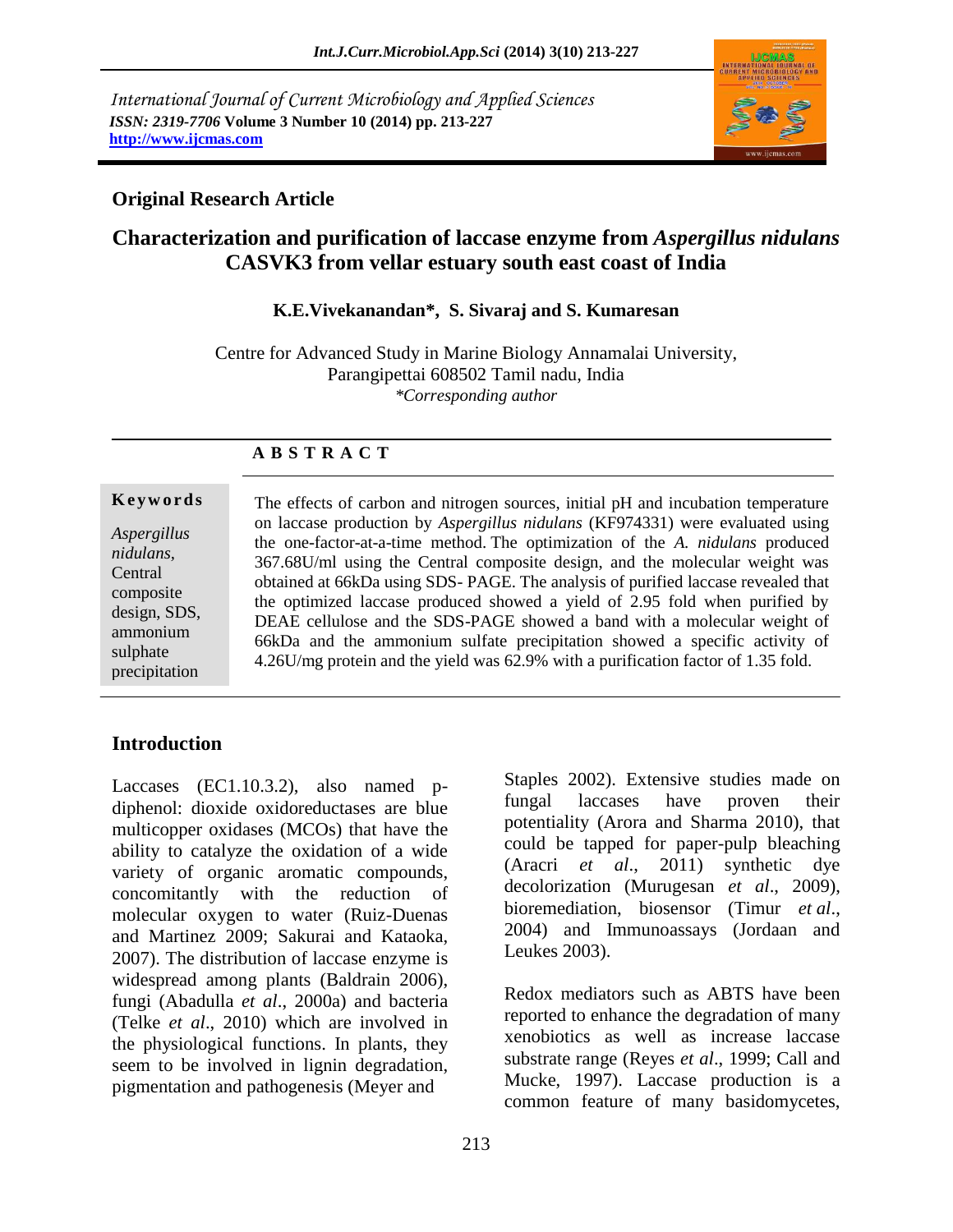International Journal of Current Microbiology and Applied Sciences
*ISSN: 2319-7706* **Volume 3 Number 10 (2014) pp. 213-227**
**http://www.ijcmas.com**

**Original Research Article**

# Characterization and purification of laccase enzyme from *Aspergillus nidulans* CASVK3 from vellar estuary south east coast of India

**K.E.Vivekanandan\*, S. Sivaraj and S. Kumaresan**

Centre for Advanced Study in Marine Biology Annamalai University, Parangipettai 608502 Tamil nadu, India
*\*Corresponding author*

## A B S T R A C T

**Keywords**

*Aspergillus nidulans,* Central composite design, SDS, ammonium sulphate precipitation

The effects of carbon and nitrogen sources, initial pH and incubation temperature on laccase production by *Aspergillus nidulans* (KF974331) were evaluated using the one-factor-at-a-time method. The optimization of the *A. nidulans* produced 367.68U/ml using the Central composite design, and the molecular weight was obtained at 66kDa using SDS- PAGE. The analysis of purified laccase revealed that the optimized laccase produced showed a yield of 2.95 fold when purified by DEAE cellulose and the SDS-PAGE showed a band with a molecular weight of 66kDa and the ammonium sulfate precipitation showed a specific activity of 4.26U/mg protein and the yield was 62.9% with a purification factor of 1.35 fold.

## Introduction

Laccases (EC1.10.3.2), also named p-diphenol: dioxide oxidoreductases are blue multicopper oxidases (MCOs) that have the ability to catalyze the oxidation of a wide variety of organic aromatic compounds, concomitantly with the reduction of molecular oxygen to water (Ruiz-Duenas and Martinez 2009; Sakurai and Kataoka, 2007). The distribution of laccase enzyme is widespread among plants (Baldrain 2006), fungi (Abadulla *et al*., 2000a) and bacteria (Telke *et al*., 2010) which are involved in the physiological functions. In plants, they seem to be involved in lignin degradation, pigmentation and pathogenesis (Meyer and Staples 2002). Extensive studies made on fungal laccases have proven their potentiality (Arora and Sharma 2010), that could be tapped for paper-pulp bleaching (Aracri *et al*., 2011) synthetic dye decolorization (Murugesan *et al*., 2009), bioremediation, biosensor (Timur *et al*., 2004) and Immunoassays (Jordaan and Leukes 2003).

Redox mediators such as ABTS have been reported to enhance the degradation of many xenobiotics as well as increase laccase substrate range (Reyes *et al*., 1999; Call and Mucke, 1997). Laccase production is a common feature of many basidomycetes,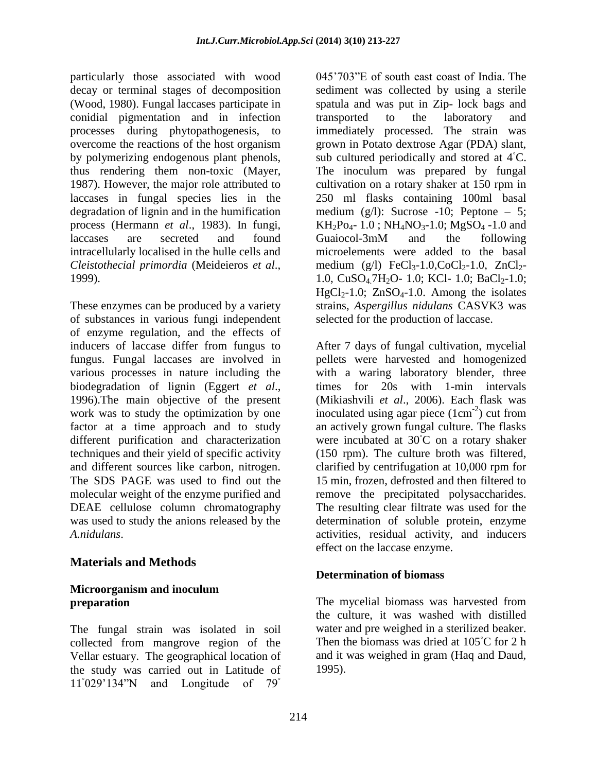particularly those associated with wood decay or terminal stages of decomposition (Wood, 1980). Fungal laccases participate in conidial pigmentation and in infection processes during phytopathogenesis, to overcome the reactions of the host organism by polymerizing endogenous plant phenols, thus rendering them non-toxic (Mayer, 1987). However, the major role attributed to laccases in fungal species lies in the degradation of lignin and in the humification process (Hermann *et al*., 1983). In fungi, laccases are secreted and found intracellularly localised in the hulle cells and *Cleistothecial primordia* (Meideieros *et al*., 1999).

These enzymes can be produced by a variety of substances in various fungi independent of enzyme regulation, and the effects of inducers of laccase differ from fungus to fungus. Fungal laccases are involved in various processes in nature including the biodegradation of lignin (Eggert *et al*., 1996).The main objective of the present work was to study the optimization by one factor at a time approach and to study different purification and characterization techniques and their yield of specific activity and different sources like carbon, nitrogen. The SDS PAGE was used to find out the molecular weight of the enzyme purified and DEAE cellulose column chromatography was used to study the anions released by the *A.nidulans*.

## Materials and Methods

### Microorganism and inoculum preparation

The fungal strain was isolated in soil collected from mangrove region of the Vellar estuary. The geographical location of the study was carried out in Latitude of 11˚029'134"N and Longitude of 79˚ 045'703"E of south east coast of India. The sediment was collected by using a sterile spatula and was put in Zip- lock bags and transported to the laboratory and immediately processed. The strain was grown in Potato dextrose Agar (PDA) slant, sub cultured periodically and stored at 4˚C. The inoculum was prepared by fungal cultivation on a rotary shaker at 150 rpm in 250 ml flasks containing 100ml basal medium (g/l): Sucrose -10; Peptone – 5; $KH_2Po_4$- 1.0 ; $NH_4NO_3$-1.0; $MgSO_4$ -1.0 and Guaiocol-3mM and the following microelements were added to the basal medium (g/l) $FeCl_3$-1.0,$CoCl_2$-1.0, $ZnCl_2$-1.0, $CuSO_4.7H_2O$- 1.0; KCl- 1.0; $BaCl_2$-1.0; $HgCl_2$-1.0; $ZnSO_4$-1.0. Among the isolates strains, *Aspergillus nidulans* CASVK3 was selected for the production of laccase.

After 7 days of fungal cultivation, mycelial pellets were harvested and homogenized with a waring laboratory blender, three times for 20s with 1-min intervals (Mikiashvili *et al*., 2006). Each flask was inoculated using agar piece ($1cm^{-2}$) cut from an actively grown fungal culture. The flasks were incubated at 30˚C on a rotary shaker (150 rpm). The culture broth was filtered, clarified by centrifugation at 10,000 rpm for 15 min, frozen, defrosted and then filtered to remove the precipitated polysaccharides. The resulting clear filtrate was used for the determination of soluble protein, enzyme activities, residual activity, and inducers effect on the laccase enzyme.

### Determination of biomass

The mycelial biomass was harvested from the culture, it was washed with distilled water and pre weighed in a sterilized beaker. Then the biomass was dried at 105˚C for 2 h and it was weighed in gram (Haq and Daud, 1995).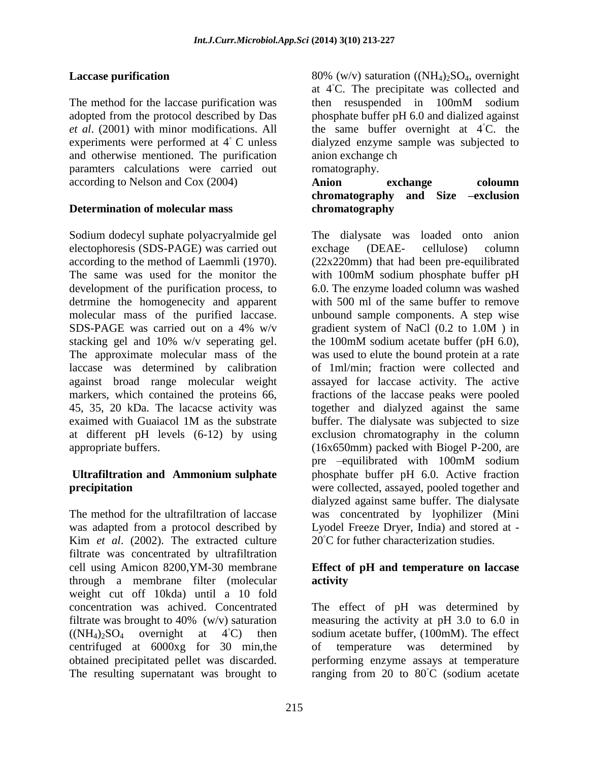## Laccase purification

The method for the laccase purification was adopted from the protocol described by Das *et al*. (2001) with minor modifications. All experiments were performed at 4° C unless and otherwise mentioned. The purification paramters calculations were carried out according to Nelson and Cox (2004)

## Determination of molecular mass

Sodium dodecyl suphate polyacryalmide gel electophoresis (SDS-PAGE) was carried out according to the method of Laemmli (1970). The same was used for the monitor the development of the purification process, to detrmine the homogenecity and apparent molecular mass of the purified laccase. SDS-PAGE was carried out on a 4% w/v stacking gel and 10% w/v seperating gel. The approximate molecular mass of the laccase was determined by calibration against broad range molecular weight markers, which contained the proteins 66, 45, 35, 20 kDa. The lacacse activity was exaimed with Guaiacol 1M as the substrate at different pH levels (6-12) by using appropriate buffers.

## Ultrafiltration and Ammonium sulphate precipitation

The method for the ultrafiltration of laccase was adapted from a protocol described by Kim *et al*. (2002). The extracted culture filtrate was concentrated by ultrafiltration cell using Amicon 8200,YM-30 membrane through a membrane filter (molecular weight cut off 10kda) until a 10 fold concentration was achived. Concentrated filtrate was brought to 40% (w/v) saturation ($(NH_4)_2SO_4$ overnight at 4°C) then centrifuged at 6000xg for 30 min,the obtained precipitated pellet was discarded. The resulting supernatant was brought to 80% (w/v) saturation ($(NH_4)_2SO_4$, overnight at 4°C. The precipitate was collected and then resuspended in 100mM sodium phosphate buffer pH 6.0 and dialized against the same buffer overnight at 4°C. the dialyzed enzyme sample was subjected to anion exchange ch romatography.

## Anion exchange coloumn chromatography and Size –exclusion chromatography

The dialysate was loaded onto anion exchage (DEAE- cellulose) column (22x220mm) that had been pre-equilibrated with 100mM sodium phosphate buffer pH 6.0. The enzyme loaded column was washed with 500 ml of the same buffer to remove unbound sample components. A step wise gradient system of NaCl (0.2 to 1.0M ) in the 100mM sodium acetate buffer (pH 6.0), was used to elute the bound protein at a rate of 1ml/min; fraction were collected and assayed for laccase activity. The active fractions of the laccase peaks were pooled together and dialyzed against the same buffer. The dialysate was subjected to size exclusion chromatography in the column (16x650mm) packed with Biogel P-200, are pre –equilibrated with 100mM sodium phosphate buffer pH 6.0. Active fraction were collected, assayed, pooled together and dialyzed against same buffer. The dialysate was concentrated by lyophilizer (Mini Lyodel Freeze Dryer, India) and stored at -20°C for futher characterization studies.

## Effect of pH and temperature on laccase activity

The effect of pH was determined by measuring the activity at pH 3.0 to 6.0 in sodium acetate buffer, (100mM). The effect of temperature was determined by performing enzyme assays at temperature ranging from 20 to 80°C (sodium acetate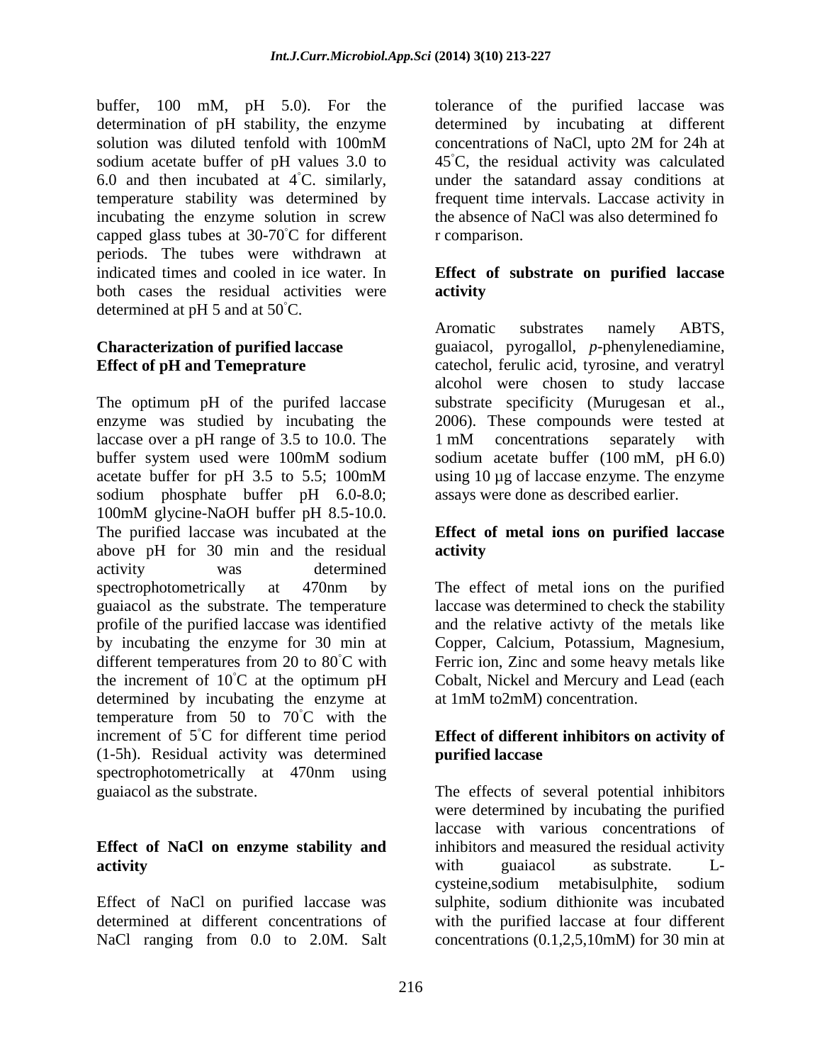buffer, 100 mM, pH 5.0). For the determination of pH stability, the enzyme solution was diluted tenfold with 100mM sodium acetate buffer of pH values 3.0 to 6.0 and then incubated at 4˚C. similarly, temperature stability was determined by incubating the enzyme solution in screw capped glass tubes at 30-70˚C for different periods. The tubes were withdrawn at indicated times and cooled in ice water. In both cases the residual activities were determined at pH 5 and at 50˚C.

## Characterization of purified laccase

### Effect of pH and Temeprature

The optimum pH of the purifed laccase enzyme was studied by incubating the laccase over a pH range of 3.5 to 10.0. The buffer system used were 100mM sodium acetate buffer for pH 3.5 to 5.5; 100mM sodium phosphate buffer pH 6.0-8.0; 100mM glycine-NaOH buffer pH 8.5-10.0. The purified laccase was incubated at the above pH for 30 min and the residual activity was determined spectrophotometrically at 470nm by guaiacol as the substrate. The temperature profile of the purified laccase was identified by incubating the enzyme for 30 min at different temperatures from 20 to 80˚C with the increment of 10˚C at the optimum pH determined by incubating the enzyme at temperature from 50 to 70˚C with the increment of 5˚C for different time period (1-5h). Residual activity was determined spectrophotometrically at 470nm using guaiacol as the substrate.

### Effect of NaCl on enzyme stability and activity

Effect of NaCl on purified laccase was determined at different concentrations of NaCl ranging from 0.0 to 2.0M. Salt tolerance of the purified laccase was determined by incubating at different concentrations of NaCl, upto 2M for 24h at 45˚C, the residual activity was calculated under the satandard assay conditions at frequent time intervals. Laccase activity in the absence of NaCl was also determined fo r comparison.

### Effect of substrate on purified laccase activity

Aromatic substrates namely ABTS, guaiacol, pyrogallol, *p*-phenylenediamine, catechol, ferulic acid, tyrosine, and veratryl alcohol were chosen to study laccase substrate specificity (Murugesan et al., 2006). These compounds were tested at 1 mM concentrations separately with sodium acetate buffer (100 mM, pH 6.0) using 10 µg of laccase enzyme. The enzyme assays were done as described earlier.

### Effect of metal ions on purified laccase activity

The effect of metal ions on the purified laccase was determined to check the stability and the relative activty of the metals like Copper, Calcium, Potassium, Magnesium, Ferric ion, Zinc and some heavy metals like Cobalt, Nickel and Mercury and Lead (each at 1mM to2mM) concentration.

### Effect of different inhibitors on activity of purified laccase

The effects of several potential inhibitors were determined by incubating the purified laccase with various concentrations of inhibitors and measured the residual activity with guaiacol as substrate. L-cysteine,sodium metabisulphite, sodium sulphite, sodium dithionite was incubated with the purified laccase at four different concentrations (0.1,2,5,10mM) for 30 min at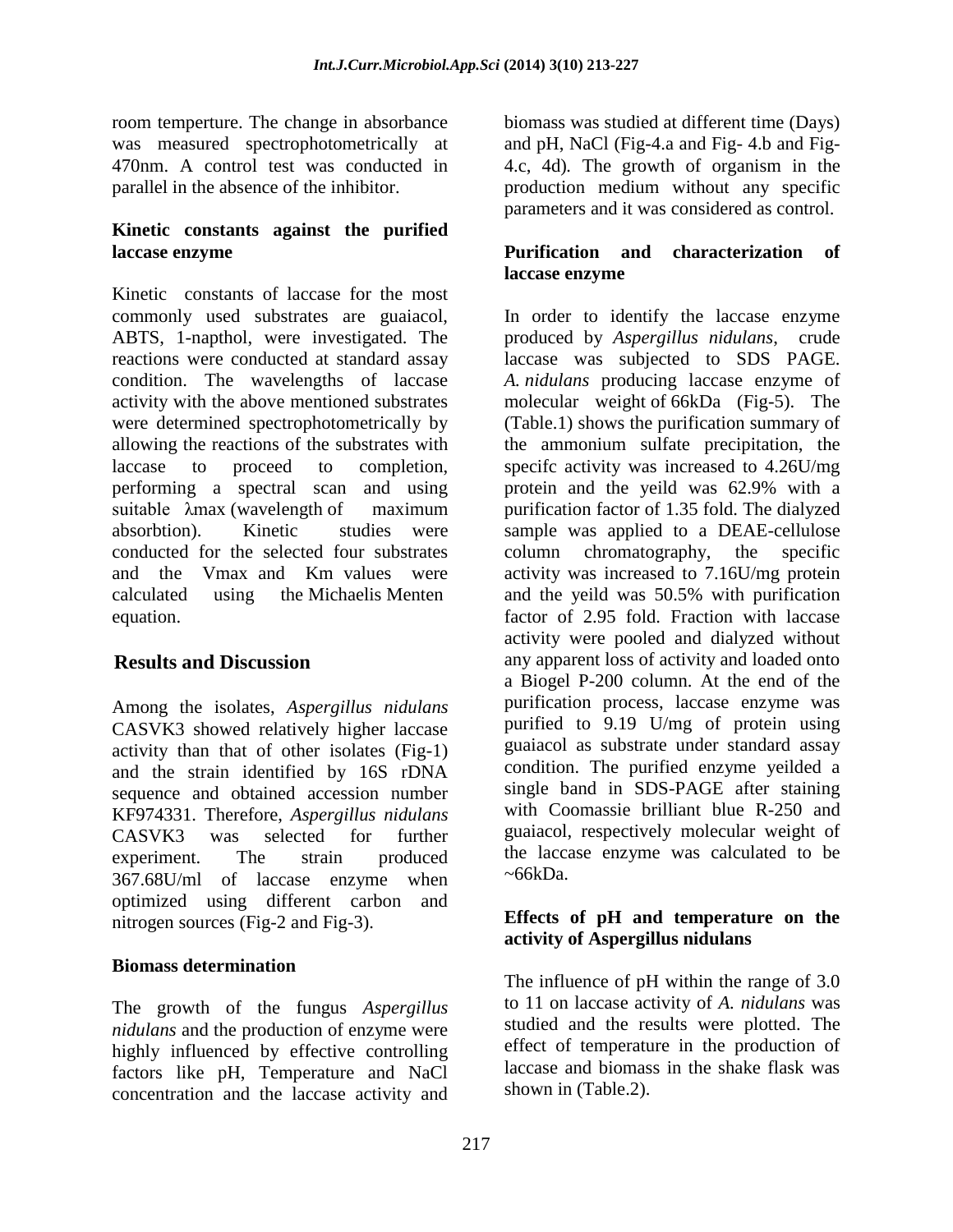room temperture. The change in absorbance was measured spectrophotometrically at 470nm. A control test was conducted in parallel in the absence of the inhibitor.

### Kinetic constants against the purified laccase enzyme

Kinetic constants of laccase for the most commonly used substrates are guaiacol, ABTS, 1-napthol, were investigated. The reactions were conducted at standard assay condition. The wavelengths of laccase activity with the above mentioned substrates were determined spectrophotometrically by allowing the reactions of the substrates with laccase to proceed to completion, performing a spectral scan and using suitable λmax (wavelength of maximum absorbtion). Kinetic studies were conducted for the selected four substrates and the Vmax and Km values were calculated using the Michaelis Menten equation.

## Results and Discussion

Among the isolates, *Aspergillus nidulans* CASVK3 showed relatively higher laccase activity than that of other isolates (Fig-1) and the strain identified by 16S rDNA sequence and obtained accession number KF974331. Therefore, *Aspergillus nidulans* CASVK3 was selected for further experiment. The strain produced 367.68U/ml of laccase enzyme when optimized using different carbon and nitrogen sources (Fig-2 and Fig-3).

### Biomass determination

The growth of the fungus *Aspergillus nidulans* and the production of enzyme were highly influenced by effective controlling factors like pH, Temperature and NaCl concentration and the laccase activity and biomass was studied at different time (Days) and pH, NaCl (Fig-4.a and Fig- 4.b and Fig-4.c, 4d). The growth of organism in the production medium without any specific parameters and it was considered as control.

### Purification and characterization of laccase enzyme

In order to identify the laccase enzyme produced by *Aspergillus nidulans*, crude laccase was subjected to SDS PAGE. *A. nidulans* producing laccase enzyme of molecular weight of 66kDa (Fig-5). The (Table.1) shows the purification summary of the ammonium sulfate precipitation, the specifc activity was increased to 4.26U/mg protein and the yeild was 62.9% with a purification factor of 1.35 fold. The dialyzed sample was applied to a DEAE-cellulose column chromatography, the specific activity was increased to 7.16U/mg protein and the yeild was 50.5% with purification factor of 2.95 fold. Fraction with laccase activity were pooled and dialyzed without any apparent loss of activity and loaded onto a Biogel P-200 column. At the end of the purification process, laccase enzyme was purified to 9.19 U/mg of protein using guaiacol as substrate under standard assay condition. The purified enzyme yeilded a single band in SDS-PAGE after staining with Coomassie brilliant blue R-250 and guaiacol, respectively molecular weight of the laccase enzyme was calculated to be ~66kDa.

### Effects of pH and temperature on the activity of Aspergillus nidulans

The influence of pH within the range of 3.0 to 11 on laccase activity of *A. nidulans* was studied and the results were plotted. The effect of temperature in the production of laccase and biomass in the shake flask was shown in (Table.2).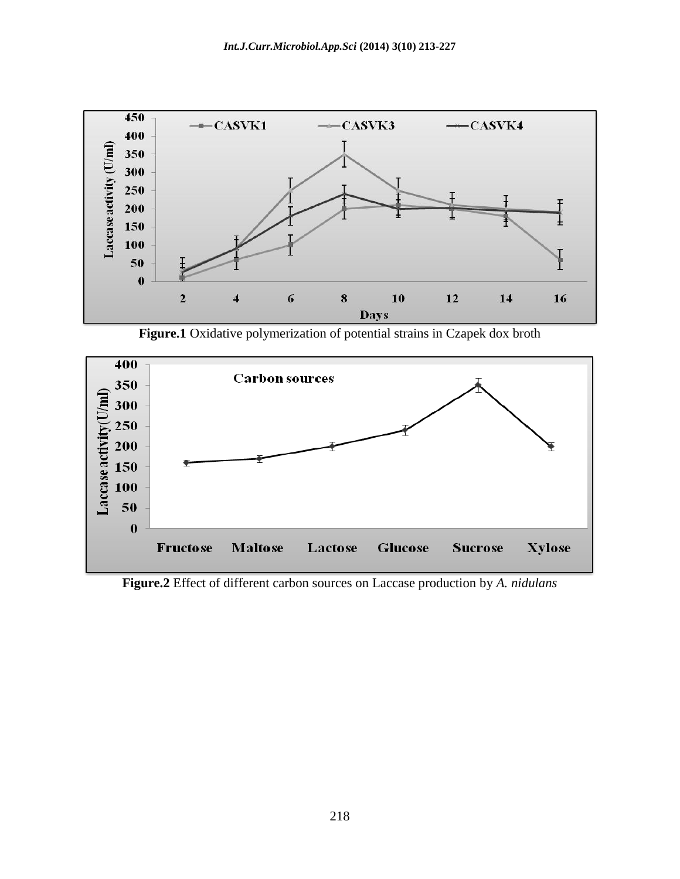**Figure.1** Oxidative polymerization of potential strains in Czapek dox broth

**Figure.2** Effect of different carbon sources on Laccase production by *A. nidulans*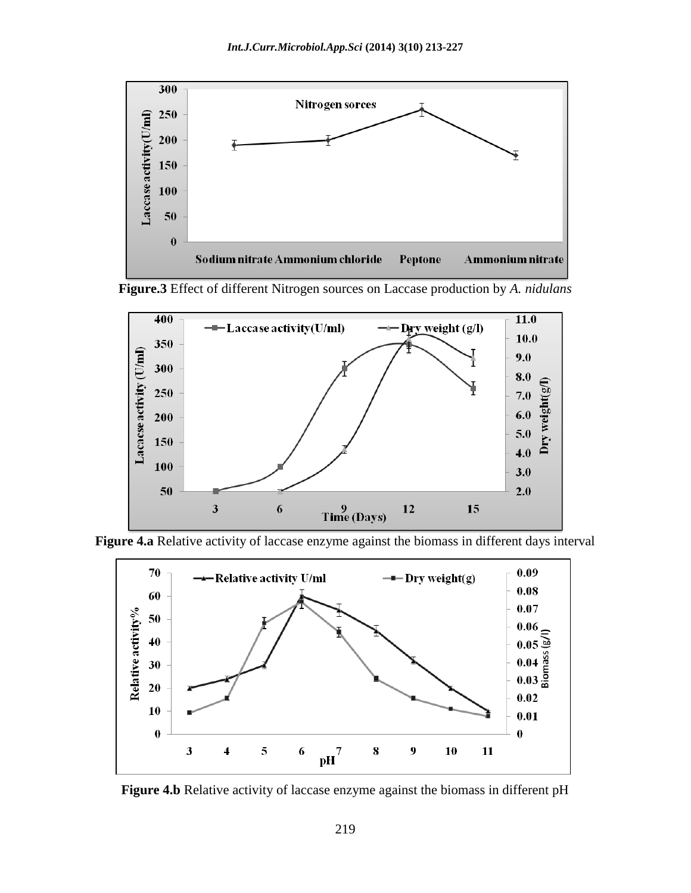**Figure.3** Effect of different Nitrogen sources on Laccase production by *A. nidulans*

**Figure 4.a** Relative activity of laccase enzyme against the biomass in different days interval

**Figure 4.b** Relative activity of laccase enzyme against the biomass in different pH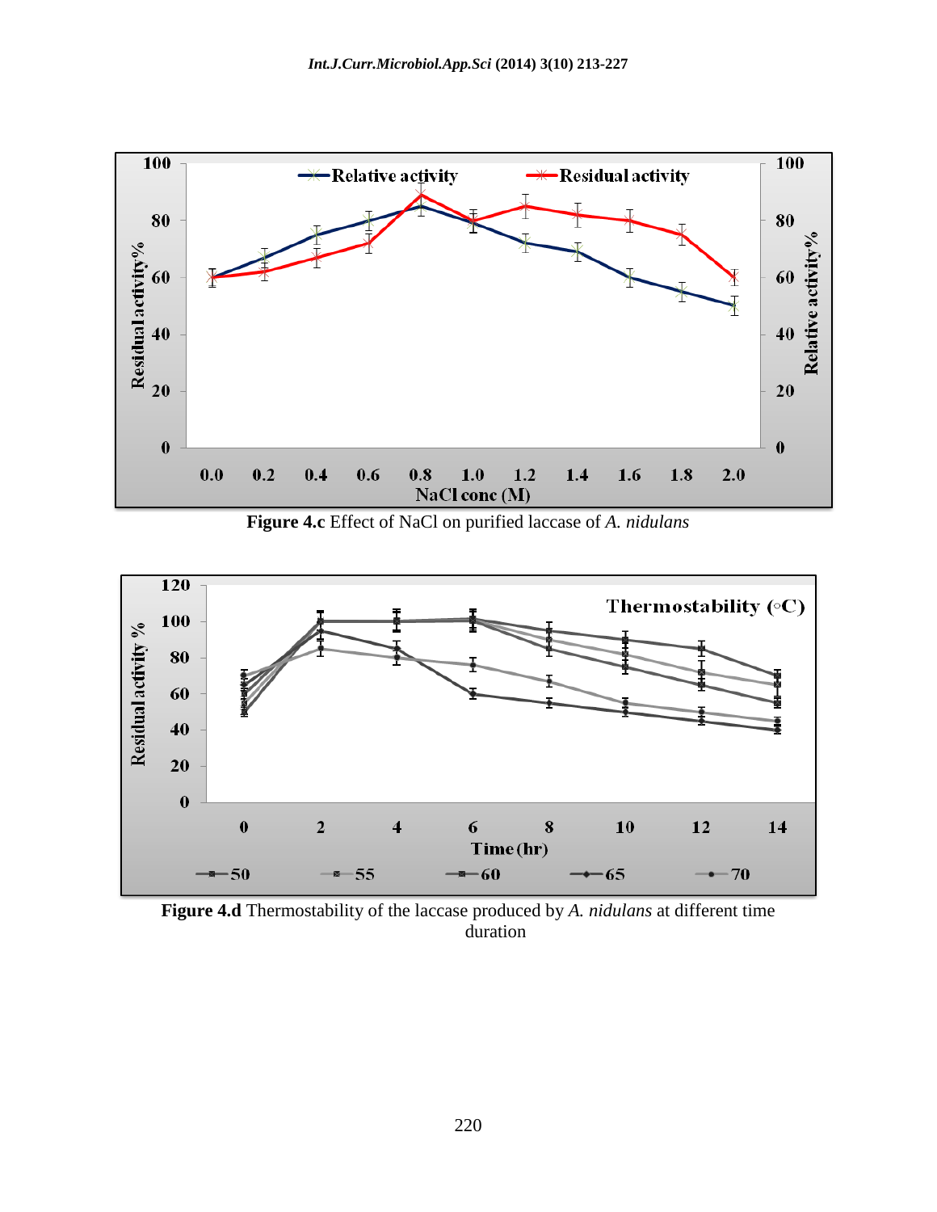**Figure 4.c** Effect of NaCl on purified laccase of *A. nidulans*

**Figure 4.d** Thermostability of the laccase produced by *A. nidulans* at different time duration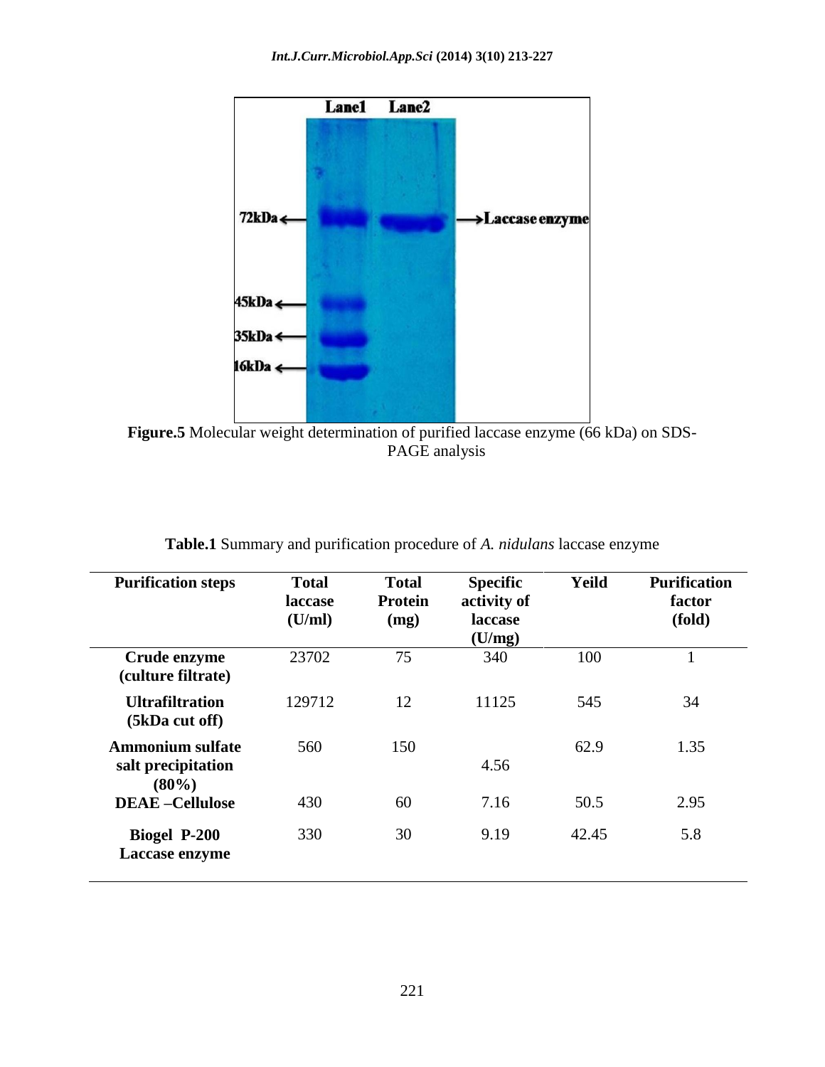Figure.5 Molecular weight determination of purified laccase enzyme (66 kDa) on SDS-PAGE analysis

**Table.1** Summary and purification procedure of *A. nidulans* laccase enzyme

| Purification steps | Total laccase (U/ml) | Total Protein (mg) | Specific activity of laccase (U/mg) | Yeild | Purification factor (fold) |
|---|---|---|---|---|---|
| **Crude enzyme (culture filtrate)** | 23702 | 75 | 340 | 100 | 1 |
| **Ultrafiltration (5kDa cut off)** | 129712 | 12 | 11125 | 545 | 34 |
| **Ammonium sulfate salt precipitation (80%)** | 560 | 150 | 4.56 | 62.9 | 1.35 |
| **DEAE –Cellulose** | 430 | 60 | 7.16 | 50.5 | 2.95 |
| **Biogel P-200 Laccase enzyme** | 330 | 30 | 9.19 | 42.45 | 5.8 |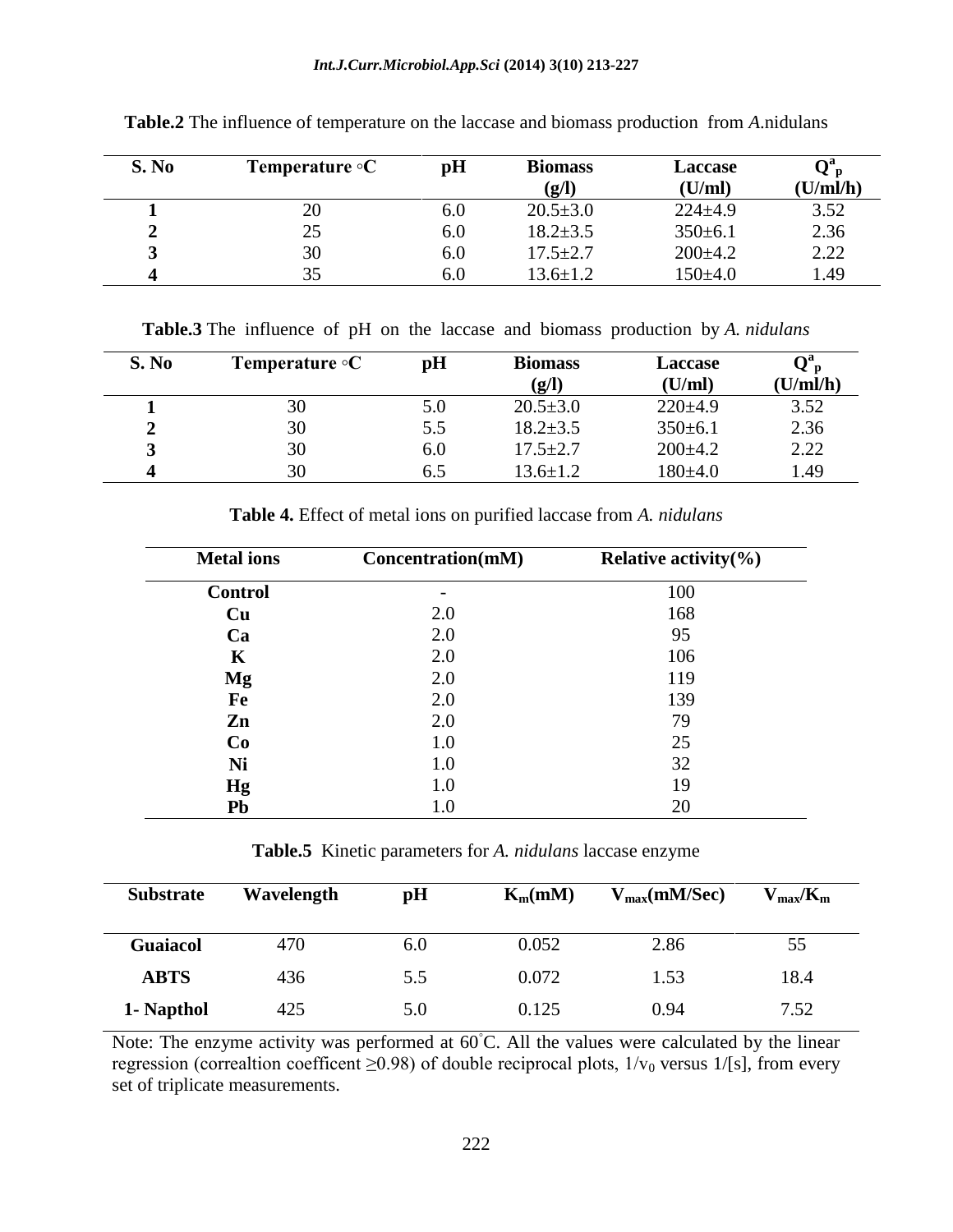**Table.2** The influence of temperature on the laccase and biomass production from *A.*nidulans

| S. No | Temperature ◦C | pH | Biomass (g/l) | Laccase (U/ml) | $Q^a_p$ (U/ml/h) |
|---|---|---|---|---|---|
| **1** | 20 | 6.0 | 20.5±3.0 | 224±4.9 | 3.52 |
| **2** | 25 | 6.0 | 18.2±3.5 | 350±6.1 | 2.36 |
| **3** | 30 | 6.0 | 17.5±2.7 | 200±4.2 | 2.22 |
| **4** | 35 | 6.0 | 13.6±1.2 | 150±4.0 | 1.49 |

**Table.3** The influence of pH on the laccase and biomass production by *A. nidulans*

| S. No | Temperature ◦C | pH | Biomass (g/l) | Laccase (U/ml) | $Q^a_p$ (U/ml/h) |
|---|---|---|---|---|---|
| **1** | 30 | 5.0 | 20.5±3.0 | 220±4.9 | 3.52 |
| **2** | 30 | 5.5 | 18.2±3.5 | 350±6.1 | 2.36 |
| **3** | 30 | 6.0 | 17.5±2.7 | 200±4.2 | 2.22 |
| **4** | 30 | 6.5 | 13.6±1.2 | 180±4.0 | 1.49 |

**Table 4.** Effect of metal ions on purified laccase from *A. nidulans*

| Metal ions | Concentration(mM) | Relative activity(%) |
|---|---|---|
| **Control** | - | 100 |
| **Cu** | 2.0 | 168 |
| **Ca** | 2.0 | 95 |
| **K** | 2.0 | 106 |
| **Mg** | 2.0 | 119 |
| **Fe** | 2.0 | 139 |
| **Zn** | 2.0 | 79 |
| **Co** | 1.0 | 25 |
| **Ni** | 1.0 | 32 |
| **Hg** | 1.0 | 19 |
| **Pb** | 1.0 | 20 |

**Table.5** Kinetic parameters for *A. nidulans* laccase enzyme

| Substrate | Wavelength | pH | $K_m$(mM) | $V_{max}$(mM/Sec) | $V_{max}/K_m$ |
|---|---|---|---|---|---|
| **Guaiacol** | 470 | 6.0 | 0.052 | 2.86 | 55 |
| **ABTS** | 436 | 5.5 | 0.072 | 1.53 | 18.4 |
| **1- Napthol** | 425 | 5.0 | 0.125 | 0.94 | 7.52 |

Note: The enzyme activity was performed at 60°C. All the values were calculated by the linear regression (correaltion coefficent ≥0.98) of double reciprocal plots, $1/v_0$ versus 1/[s], from every set of triplicate measurements.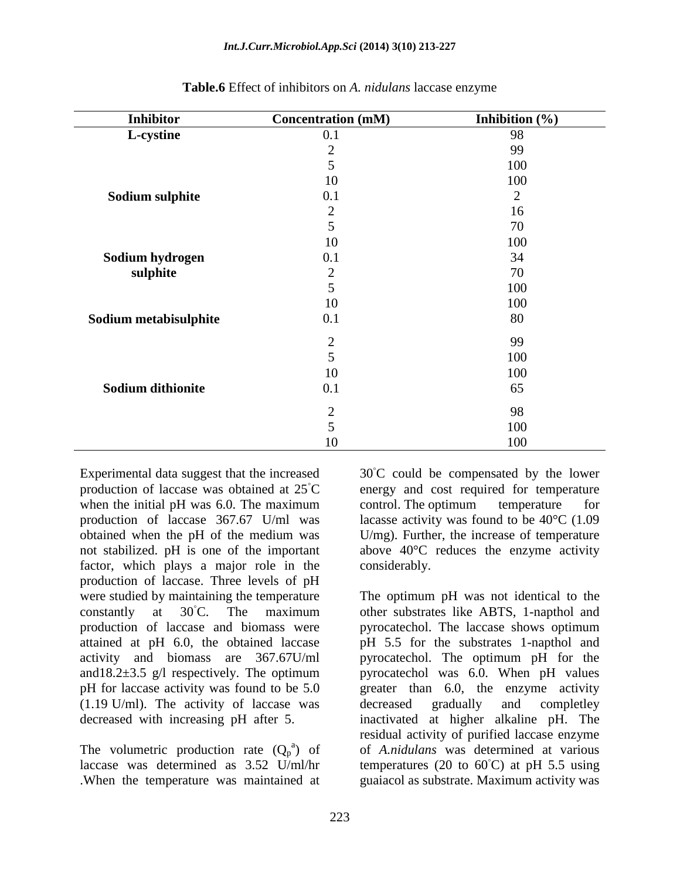**Table.6** Effect of inhibitors on *A. nidulans* laccase enzyme

| Inhibitor | Concentration (mM) | Inhibition (%) |
|---|---|---|
| **L-cystine** | 0.1 | 98 |
| | 2 | 99 |
| | 5 | 100 |
| | 10 | 100 |
| **Sodium sulphite** | 0.1 | 2 |
| | 2 | 16 |
| | 5 | 70 |
| | 10 | 100 |
| **Sodium hydrogen sulphite** | 0.1 | 34 |
| | 2 | 70 |
| | 5 | 100 |
| | 10 | 100 |
| **Sodium metabisulphite** | 0.1 | 80 |
| | 2 | 99 |
| | 5 | 100 |
| | 10 | 100 |
| **Sodium dithionite** | 0.1 | 65 |
| | 2 | 98 |
| | 5 | 100 |
| | 10 | 100 |

Experimental data suggest that the increased production of laccase was obtained at 25°C when the initial pH was 6.0. The maximum production of laccase 367.67 U/ml was obtained when the pH of the medium was not stabilized. pH is one of the important factor, which plays a major role in the production of laccase. Three levels of pH were studied by maintaining the temperature constantly at 30°C. The maximum production of laccase and biomass were attained at pH 6.0, the obtained laccase activity and biomass are 367.67U/ml and18.2±3.5 g/l respectively. The optimum pH for laccase activity was found to be 5.0 (1.19 U/ml). The activity of laccase was decreased with increasing pH after 5.

The volumetric production rate ($Q_p^a$) of laccase was determined as 3.52 U/ml/hr .When the temperature was maintained at 30°C could be compensated by the lower energy and cost required for temperature control. The optimum temperature for lacasse activity was found to be 40°C (1.09 U/mg). Further, the increase of temperature above 40°C reduces the enzyme activity considerably.

The optimum pH was not identical to the other substrates like ABTS, 1-napthol and pyrocatechol. The laccase shows optimum pH 5.5 for the substrates 1-napthol and pyrocatechol. The optimum pH for the pyrocatechol was 6.0. When pH values greater than 6.0, the enzyme activity decreased gradually and completley inactivated at higher alkaline pH. The residual activity of purified laccase enzyme of *A.nidulans* was determined at various temperatures (20 to 60°C) at pH 5.5 using guaiacol as substrate. Maximum activity was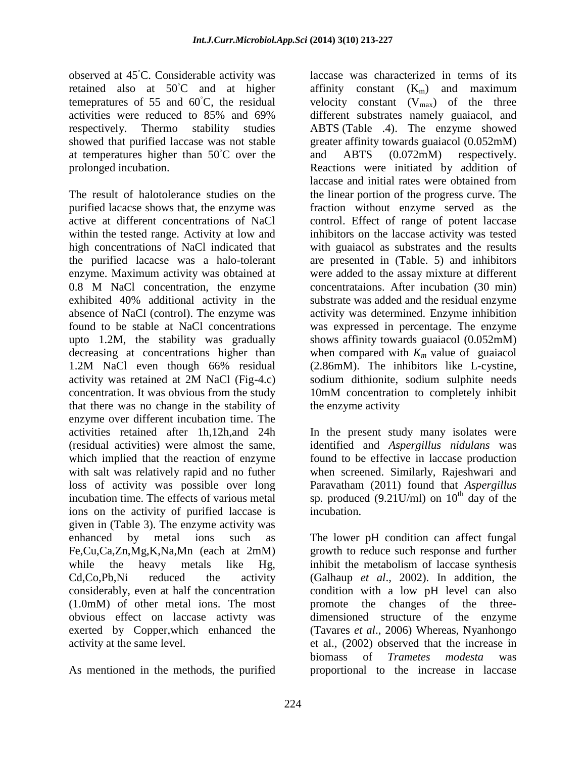observed at 45˚C. Considerable activity was retained also at 50˚C and at higher temepratures of 55 and 60˚C, the residual activities were reduced to 85% and 69% respectively. Thermo stability studies showed that purified laccase was not stable at temperatures higher than 50˚C over the prolonged incubation.

The result of halotolerance studies on the purified lacacse shows that, the enzyme was active at different concentrations of NaCl within the tested range. Activity at low and high concentrations of NaCl indicated that the purified lacacse was a halo-tolerant enzyme. Maximum activity was obtained at 0.8 M NaCl concentration, the enzyme exhibited 40% additional activity in the absence of NaCl (control). The enzyme was found to be stable at NaCl concentrations upto 1.2M, the stability was gradually decreasing at concentrations higher than 1.2M NaCl even though 66% residual activity was retained at 2M NaCl (Fig-4.c) concentration. It was obvious from the study that there was no change in the stability of enzyme over different incubation time. The activities retained after 1h,12h,and 24h (residual activities) were almost the same, which implied that the reaction of enzyme with salt was relatively rapid and no futher loss of activity was possible over long incubation time. The effects of various metal ions on the activity of purified laccase is given in (Table 3). The enzyme activity was enhanced by metal ions such as Fe,Cu,Ca,Zn,Mg,K,Na,Mn (each at 2mM) while the heavy metals like Hg, Cd,Co,Pb,Ni reduced the activity considerably, even at half the concentration (1.0mM) of other metal ions. The most obvious effect on laccase activty was exerted by Copper,which enhanced the activity at the same level.

As mentioned in the methods, the purified laccase was characterized in terms of its affinity constant ($K_m$) and maximum velocity constant ($V_{max}$) of the three different substrates namely guaiacol, and ABTS (Table .4). The enzyme showed greater affinity towards guaiacol (0.052mM) and ABTS (0.072mM) respectively. Reactions were initiated by addition of laccase and initial rates were obtained from the linear portion of the progress curve. The fraction without enzyme served as the control. Effect of range of potent laccase inhibitors on the laccase activity was tested with guaiacol as substrates and the results are presented in (Table. 5) and inhibitors were added to the assay mixture at different concentrataions. After incubation (30 min) substrate was added and the residual enzyme activity was determined. Enzyme inhibition was expressed in percentage. The enzyme shows affinity towards guaiacol (0.052mM) when compared with $K_m$ value of guaiacol (2.86mM). The inhibitors like L-cystine, sodium dithionite, sodium sulphite needs 10mM concentration to completely inhibit the enzyme activity

In the present study many isolates were identified and *Aspergillus nidulans* was found to be effective in laccase production when screened. Similarly, Rajeshwari and Paravatham (2011) found that *Aspergillus* sp. produced (9.21U/ml) on 10$^{th}$ day of the incubation.

The lower pH condition can affect fungal growth to reduce such response and further inhibit the metabolism of laccase synthesis (Galhaup *et al*., 2002). In addition, the condition with a low pH level can also promote the changes of the three-dimensioned structure of the enzyme (Tavares *et al*., 2006) Whereas, Nyanhongo et al., (2002) observed that the increase in biomass of *Trametes modesta* was proportional to the increase in laccase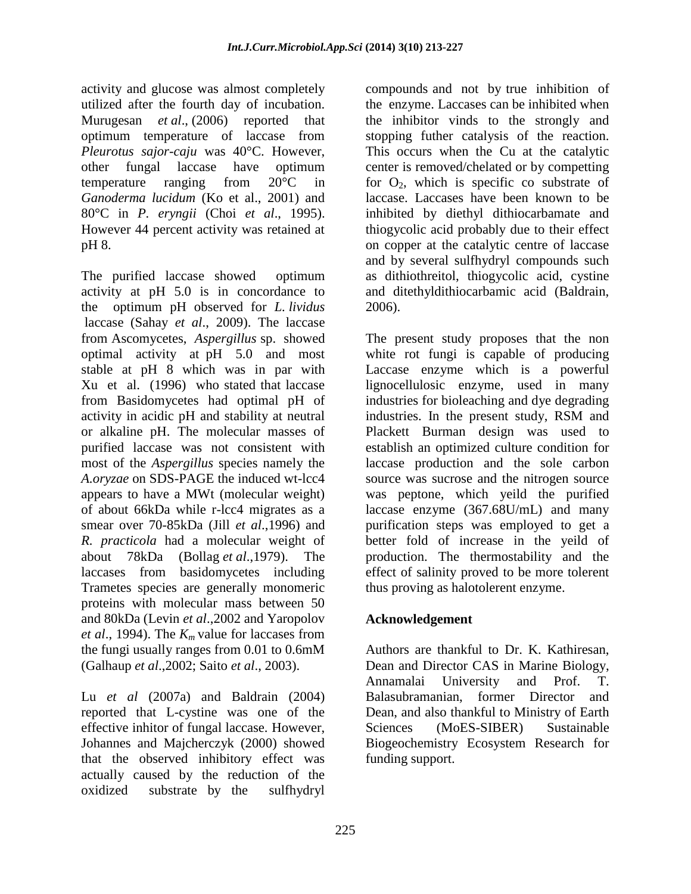activity and glucose was almost completely utilized after the fourth day of incubation. Murugesan *et al*., (2006) reported that optimum temperature of laccase from *Pleurotus sajor-caju* was 40°C. However, other fungal laccase have optimum temperature ranging from 20°C in *Ganoderma lucidum* (Ko et al., 2001) and 80°C in *P. eryngii* (Choi *et al*., 1995). However 44 percent activity was retained at pH 8.

The purified laccase showed optimum activity at pH 5.0 is in concordance to the optimum pH observed for *L. lividus* laccase (Sahay *et al*., 2009). The laccase from Ascomycetes, *Aspergillus* sp. showed optimal activity at pH 5.0 and most stable at pH 8 which was in par with Xu et al. (1996) who stated that laccase from Basidomycetes had optimal pH of activity in acidic pH and stability at neutral or alkaline pH. The molecular masses of purified laccase was not consistent with most of the *Aspergillus* species namely the *A.oryzae* on SDS-PAGE the induced wt-lcc4 appears to have a MWt (molecular weight) of about 66kDa while r-lcc4 migrates as a smear over 70-85kDa (Jill *et al*.,1996) and *R. practicola* had a molecular weight of about 78kDa (Bollag *et al*.,1979). The laccases from basidomycetes including Trametes species are generally monomeric proteins with molecular mass between 50 and 80kDa (Levin *et al*.,2002 and Yaropolov *et al*., 1994). The $K_m$ value for laccases from the fungi usually ranges from 0.01 to 0.6mM (Galhaup *et al*.,2002; Saito *et al*., 2003).

Lu *et al* (2007a) and Baldrain (2004) reported that L-cystine was one of the effective inhitor of fungal laccase. However, Johannes and Majcherczyk (2000) showed that the observed inhibitory effect was actually caused by the reduction of the oxidized substrate by the sulfhydryl compounds and not by true inhibition of the enzyme. Laccases can be inhibited when the inhibitor vinds to the strongly and stopping futher catalysis of the reaction. This occurs when the Cu at the catalytic center is removed/chelated or by competting for $O_2$, which is specific co substrate of laccase. Laccases have been known to be inhibited by diethyl dithiocarbamate and thiogycolic acid probably due to their effect on copper at the catalytic centre of laccase and by several sulfhydryl compounds such as dithiothreitol, thiogycolic acid, cystine and ditethyldithiocarbamic acid (Baldrain, 2006).

The present study proposes that the non white rot fungi is capable of producing Laccase enzyme which is a powerful lignocellulosic enzyme, used in many industries for bioleaching and dye degrading industries. In the present study, RSM and Plackett Burman design was used to establish an optimized culture condition for laccase production and the sole carbon source was sucrose and the nitrogen source was peptone, which yeild the purified laccase enzyme (367.68U/mL) and many purification steps was employed to get a better fold of increase in the yeild of production. The thermostability and the effect of salinity proved to be more tolerent thus proving as halotolerent enzyme.

## Acknowledgement

Authors are thankful to Dr. K. Kathiresan, Dean and Director CAS in Marine Biology, Annamalai University and Prof. T. Balasubramanian, former Director and Dean, and also thankful to Ministry of Earth Sciences (MoES-SIBER) Sustainable Biogeochemistry Ecosystem Research for funding support.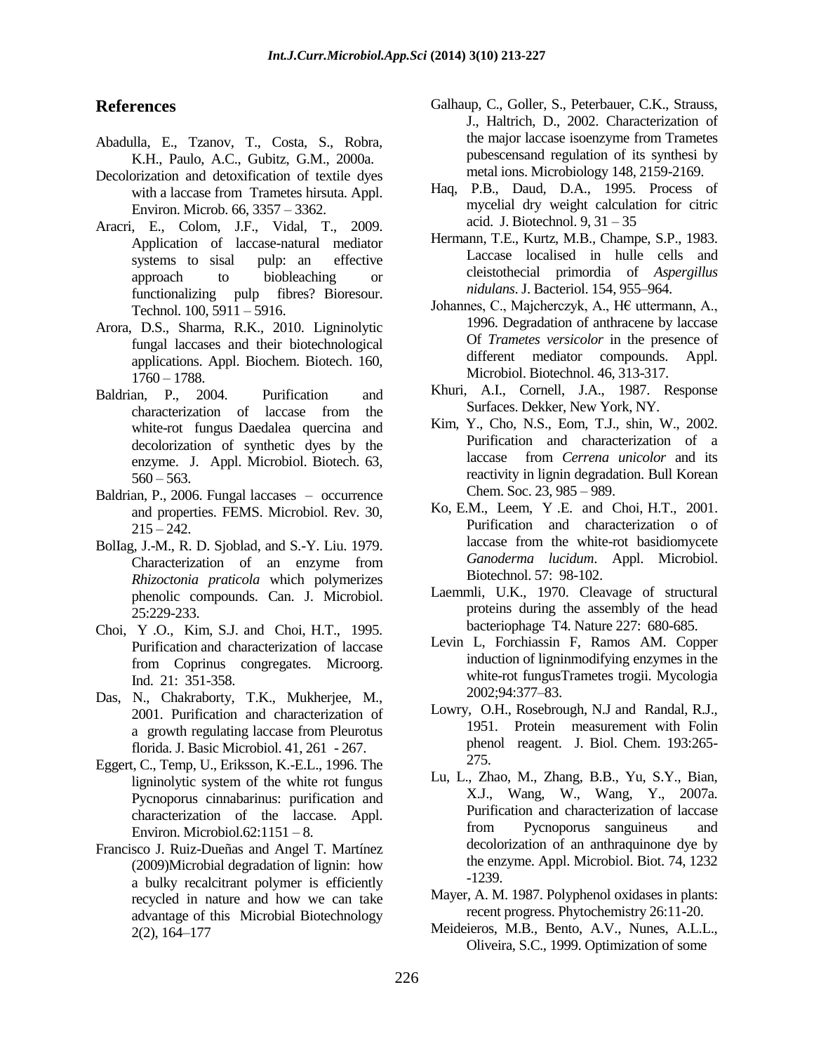## References

Abadulla, E., Tzanov, T., Costa, S., Robra, K.H., Paulo, A.C., Gubitz, G.M., 2000a.

Decolorization and detoxification of textile dyes with a laccase from Trametes hirsuta. Appl. Environ. Microb. 66, 3357 – 3362.

Aracri, E., Colom, J.F., Vidal, T., 2009. Application of laccase-natural mediator systems to sisal pulp: an effective approach to biobleaching or functionalizing pulp fibres? Bioresour. Technol. 100, 5911 – 5916.

Arora, D.S., Sharma, R.K., 2010. Ligninolytic fungal laccases and their biotechnological applications. Appl. Biochem. Biotech. 160, 1760 – 1788.

Baldrian, P., 2004. Purification and characterization of laccase from the white-rot fungus Daedalea quercina and decolorization of synthetic dyes by the enzyme. J. Appl. Microbiol. Biotech. 63, 560 – 563.

Baldrian, P., 2006. Fungal laccases – occurrence and properties. FEMS. Microbiol. Rev. 30, 215 – 242.

Bollag, J.-M., R. D. Sjoblad, and S.-Y. Liu. 1979. Characterization of an enzyme from *Rhizoctonia praticola* which polymerizes phenolic compounds. Can. J. Microbiol. 25:229-233.

Choi, Y .O., Kim, S.J. and Choi, H.T., 1995. Purification and characterization of laccase from Coprinus congregates. Microorg. Ind. 21: 351-358.

Das, N., Chakraborty, T.K., Mukherjee, M., 2001. Purification and characterization of a growth regulating laccase from Pleurotus florida. J. Basic Microbiol. 41, 261 - 267.

Eggert, C., Temp, U., Eriksson, K.-E.L., 1996. The ligninolytic system of the white rot fungus Pycnoporus cinnabarinus: purification and characterization of the laccase. Appl. Environ. Microbiol.62:1151 – 8.

Francisco J. Ruiz-Dueñas and Angel T. Martínez (2009)Microbial degradation of lignin: how a bulky recalcitrant polymer is efficiently recycled in nature and how we can take advantage of this Microbial Biotechnology 2(2), 164–177

Galhaup, C., Goller, S., Peterbauer, C.K., Strauss, J., Haltrich, D., 2002. Characterization of the major laccase isoenzyme from Trametes pubescensand regulation of its synthesi by metal ions. Microbiology 148, 2159-2169.

Haq, P.B., Daud, D.A., 1995. Process of mycelial dry weight calculation for citric acid. J. Biotechnol. 9, 31 – 35

Hermann, T.E., Kurtz, M.B., Champe, S.P., 1983. Laccase localised in hulle cells and cleistothecial primordia of *Aspergillus nidulans*. J. Bacteriol. 154, 955–964.

Johannes, C., Majcherczyk, A., H€ uttermann, A., 1996. Degradation of anthracene by laccase Of *Trametes versicolor* in the presence of different mediator compounds. Appl. Microbiol. Biotechnol. 46, 313-317.

Khuri, A.I., Cornell, J.A., 1987. Response Surfaces. Dekker, New York, NY.

Kim, Y., Cho, N.S., Eom, T.J., shin, W., 2002. Purification and characterization of a laccase from *Cerrena unicolor* and its reactivity in lignin degradation. Bull Korean Chem. Soc. 23, 985 – 989.

Ko, E.M., Leem, Y .E. and Choi, H.T., 2001. Purification and characterization o of laccase from the white-rot basidiomycete *Ganoderma lucidum*. Appl. Microbiol. Biotechnol. 57: 98-102.

Laemmli, U.K., 1970. Cleavage of structural proteins during the assembly of the head bacteriophage T4. Nature 227: 680-685.

Levin L, Forchiassin F, Ramos AM. Copper induction of ligninmodifying enzymes in the white-rot fungusTrametes trogii. Mycologia 2002;94:377–83.

Lowry, O.H., Rosebrough, N.J and Randal, R.J., 1951. Protein measurement with Folin phenol reagent. J. Biol. Chem. 193:265-275.

Lu, L., Zhao, M., Zhang, B.B., Yu, S.Y., Bian, X.J., Wang, W., Wang, Y., 2007a. Purification and characterization of laccase from Pycnoporus sanguineus and decolorization of an anthraquinone dye by the enzyme. Appl. Microbiol. Biot. 74, 1232 -1239.

Mayer, A. M. 1987. Polyphenol oxidases in plants: recent progress. Phytochemistry 26:11-20.

Meideieros, M.B., Bento, A.V., Nunes, A.L.L., Oliveira, S.C., 1999. Optimization of some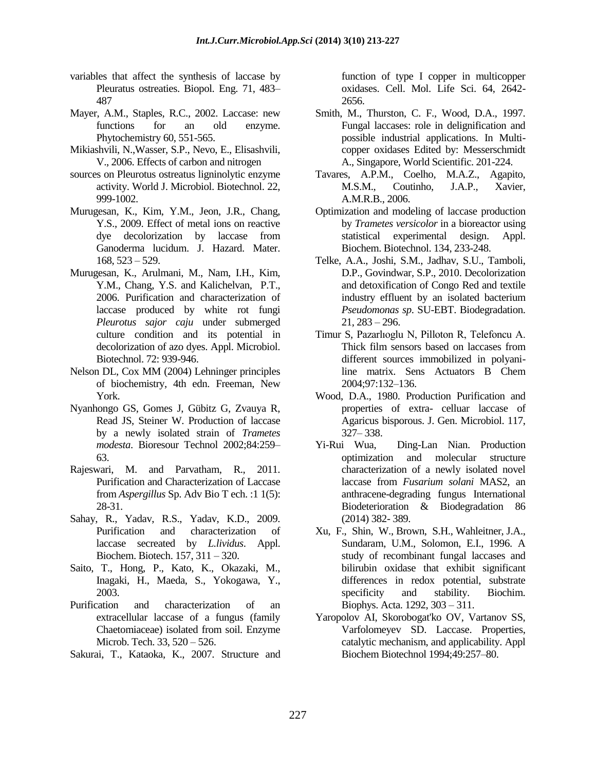variables that affect the synthesis of laccase by Pleuratus ostreaties. Biopol. Eng. 71, 483–487

Mayer, A.M., Staples, R.C., 2002. Laccase: new functions for an old enzyme. Phytochemistry 60, 551-565.

Mikiashvili, N.,Wasser, S.P., Nevo, E., Elisashvili, V., 2006. Effects of carbon and nitrogen

sources on Pleurotus ostreatus ligninolytic enzyme activity. World J. Microbiol. Biotechnol. 22, 999-1002.

Murugesan, K., Kim, Y.M., Jeon, J.R., Chang, Y.S., 2009. Effect of metal ions on reactive dye decolorization by laccase from Ganoderma lucidum. J. Hazard. Mater. 168, 523 – 529.

Murugesan, K., Arulmani, M., Nam, I.H., Kim, Y.M., Chang, Y.S. and Kalichelvan, P.T., 2006. Purification and characterization of laccase produced by white rot fungi *Pleurotus sajor caju* under submerged culture condition and its potential in decolorization of azo dyes. Appl. Microbiol. Biotechnol. 72: 939-946.

Nelson DL, Cox MM (2004) Lehninger principles of biochemistry, 4th edn. Freeman, New York.

Nyanhongo GS, Gomes J, Gübitz G, Zvauya R, Read JS, Steiner W. Production of laccase by a newly isolated strain of *Trametes modesta*. Bioresour Technol 2002;84:259–63.

Rajeswari, M. and Parvatham, R., 2011. Purification and Characterization of Laccase from *Aspergillus* Sp. Adv Bio T ech. :1 1(5): 28-31.

Sahay, R., Yadav, R.S., Yadav, K.D., 2009. Purification and characterization of laccase secreated by *L.lividus*. Appl. Biochem. Biotech. 157, 311 – 320.

Saito, T., Hong, P., Kato, K., Okazaki, M., Inagaki, H., Maeda, S., Yokogawa, Y., 2003.

Purification and characterization of an extracellular laccase of a fungus (family Chaetomiaceae) isolated from soil. Enzyme Microb. Tech. 33, 520 – 526.

Sakurai, T., Kataoka, K., 2007. Structure and function of type I copper in multicopper oxidases. Cell. Mol. Life Sci. 64, 2642-2656.

Smith, M., Thurston, C. F., Wood, D.A., 1997. Fungal laccases: role in delignification and possible industrial applications. In Multi-copper oxidases Edited by: Messerschmidt A., Singapore, World Scientific. 201-224.

Tavares, A.P.M., Coelho, M.A.Z., Agapito, M.S.M., Coutinho, J.A.P., Xavier, A.M.R.B., 2006.

Optimization and modeling of laccase production by *Trametes versicolor* in a bioreactor using statistical experimental design. Appl. Biochem. Biotechnol. 134, 233-248.

Telke, A.A., Joshi, S.M., Jadhav, S.U., Tamboli, D.P., Govindwar, S.P., 2010. Decolorization and detoxification of Congo Red and textile industry effluent by an isolated bacterium *Pseudomonas sp*. SU-EBT. Biodegradation. 21, 283 – 296.

Timur S, Pazarlıoglu N, Pilloton R, Telefoncu A. Thick film sensors based on laccases from different sources immobilized in polyaniline matrix. Sens Actuators B Chem 2004;97:132–136.

Wood, D.A., 1980. Production Purification and properties of extra- celluar laccase of Agaricus bisporous. J. Gen. Microbiol. 117, 327– 338.

Yi-Rui Wua, Ding-Lan Nian. Production optimization and molecular structure characterization of a newly isolated novel laccase from *Fusarium solani* MAS2, an anthracene-degrading fungus International Biodeterioration & Biodegradation 86 (2014) 382- 389.

Xu, F., Shin, W., Brown, S.H., Wahleitner, J.A., Sundaram, U.M., Solomon, E.I., 1996. A study of recombinant fungal laccases and bilirubin oxidase that exhibit significant differences in redox potential, substrate specificity and stability. Biochim. Biophys. Acta. 1292, 303 – 311.

Yaropolov AI, Skorobogat'ko OV, Vartanov SS, Varfolomeyev SD. Laccase. Properties, catalytic mechanism, and applicability. Appl Biochem Biotechnol 1994;49:257–80.